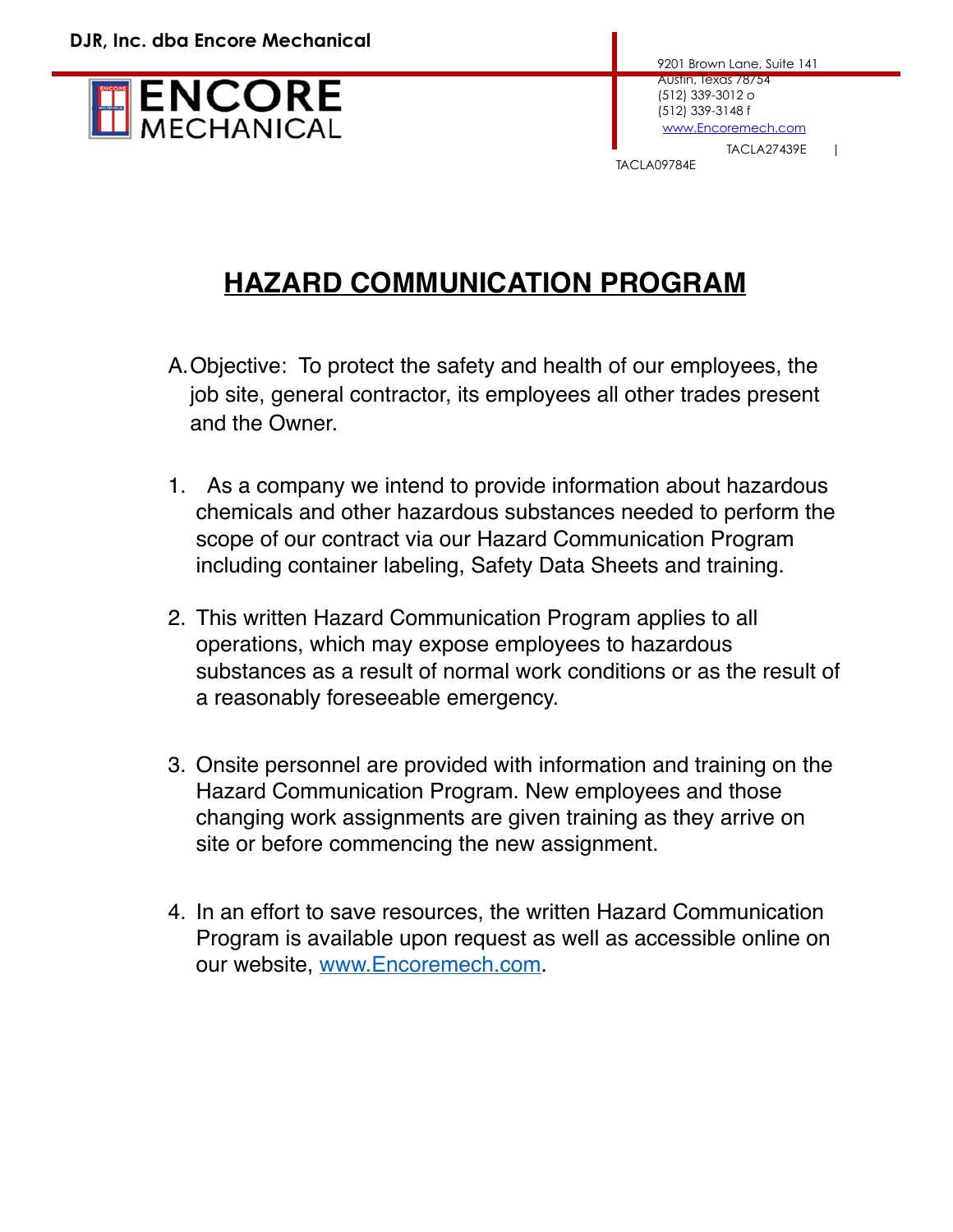**DJR, Inc. dba Encore Mechanical**

ENCORE MECHANICAL

9201 Brown Lane, Suite 141
Austin, Texas 78754
(512) 339-3012 o
(512) 339-3148 f
www.Encoremech.com
TACLA27439E |
TACLA09784E

# HAZARD COMMUNICATION PROGRAM

A. Objective: To protect the safety and health of our employees, the job site, general contractor, its employees all other trades present and the Owner.

1. As a company we intend to provide information about hazardous chemicals and other hazardous substances needed to perform the scope of our contract via our Hazard Communication Program including container labeling, Safety Data Sheets and training.

2. This written Hazard Communication Program applies to all operations, which may expose employees to hazardous substances as a result of normal work conditions or as the result of a reasonably foreseeable emergency.

3. Onsite personnel are provided with information and training on the Hazard Communication Program. New employees and those changing work assignments are given training as they arrive on site or before commencing the new assignment.

4. In an effort to save resources, the written Hazard Communication Program is available upon request as well as accessible online on our website, www.Encoremech.com.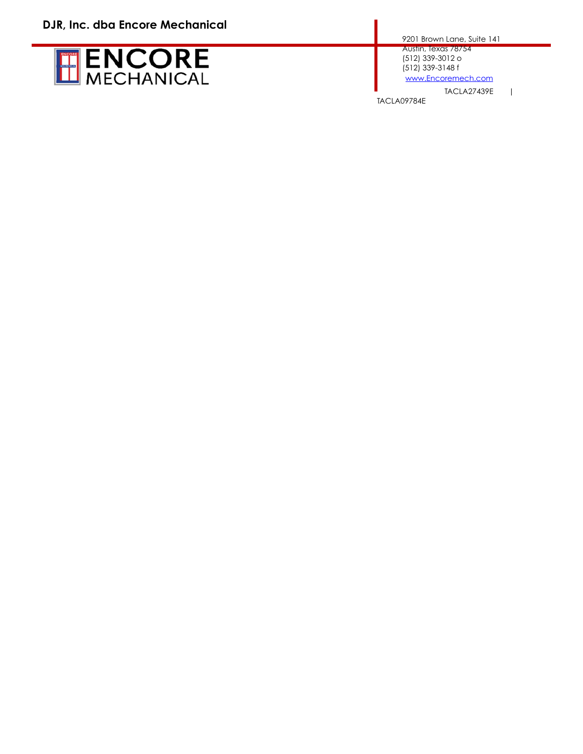**DJR, Inc. dba Encore Mechanical**

ENCORE MECHANICAL

9201 Brown Lane, Suite 141
Austin, Texas 78754
(512) 339-3012 o
(512) 339-3148 f
www.Encoremech.com

TACLA27439E | TACLA09784E